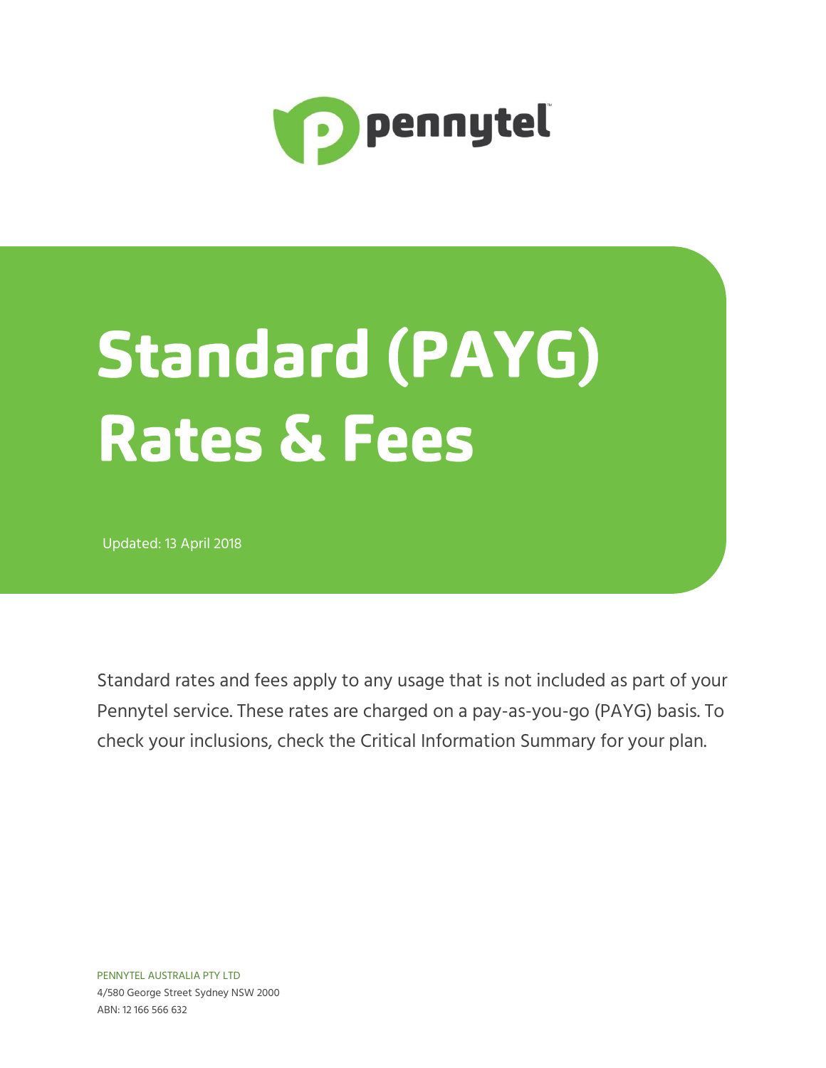pennytel

# Standard (PAYG) Rates & Fees

Updated: 13 April 2018

Standard rates and fees apply to any usage that is not included as part of your Pennytel service. These rates are charged on a pay-as-you-go (PAYG) basis. To check your inclusions, check the Critical Information Summary for your plan.

PENNYTEL AUSTRALIA PTY LTD
4/580 George Street Sydney NSW 2000
ABN: 12 166 566 632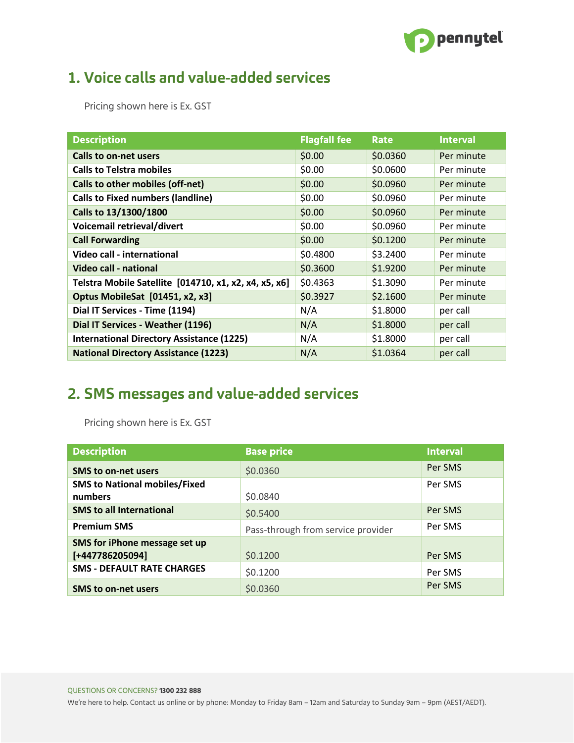## 1. Voice calls and value-added services

Pricing shown here is Ex. GST

| Description | Flagfall fee | Rate | Interval |
|---|---|---|---|
| **Calls to on-net users** | $0.00 | $0.0360 | Per minute |
| **Calls to Telstra mobiles** | $0.00 | $0.0600 | Per minute |
| **Calls to other mobiles (off-net)** | $0.00 | $0.0960 | Per minute |
| **Calls to Fixed numbers (landline)** | $0.00 | $0.0960 | Per minute |
| **Calls to 13/1300/1800** | $0.00 | $0.0960 | Per minute |
| **Voicemail retrieval/divert** | $0.00 | $0.0960 | Per minute |
| **Call Forwarding** | $0.00 | $0.1200 | Per minute |
| **Video call - international** | $0.4800 | $3.2400 | Per minute |
| **Video call - national** | $0.3600 | $1.9200 | Per minute |
| **Telstra Mobile Satellite [014710, x1, x2, x4, x5, x6]** | $0.4363 | $1.3090 | Per minute |
| **Optus MobileSat [01451, x2, x3]** | $0.3927 | $2.1600 | Per minute |
| **Dial IT Services - Time (1194)** | N/A | $1.8000 | per call |
| **Dial IT Services - Weather (1196)** | N/A | $1.8000 | per call |
| **International Directory Assistance (1225)** | N/A | $1.8000 | per call |
| **National Directory Assistance (1223)** | N/A | $1.0364 | per call |

## 2. SMS messages and value-added services

Pricing shown here is Ex. GST

| Description | Base price | Interval |
|---|---|---|
| **SMS to on-net users** | $0.0360 | Per SMS |
| **SMS to National mobiles/Fixed numbers** | $0.0840 | Per SMS |
| **SMS to all International** | $0.5400 | Per SMS |
| **Premium SMS** | Pass-through from service provider | Per SMS |
| **SMS for iPhone message set up [+447786205094]** | $0.1200 | Per SMS |
| **SMS - DEFAULT RATE CHARGES** | $0.1200 | Per SMS |
| **SMS to on-net users** | $0.0360 | Per SMS |

QUESTIONS OR CONCERNS? **1300 232 888**

We're here to help. Contact us online or by phone: Monday to Friday 8am – 12am and Saturday to Sunday 9am – 9pm (AEST/AEDT).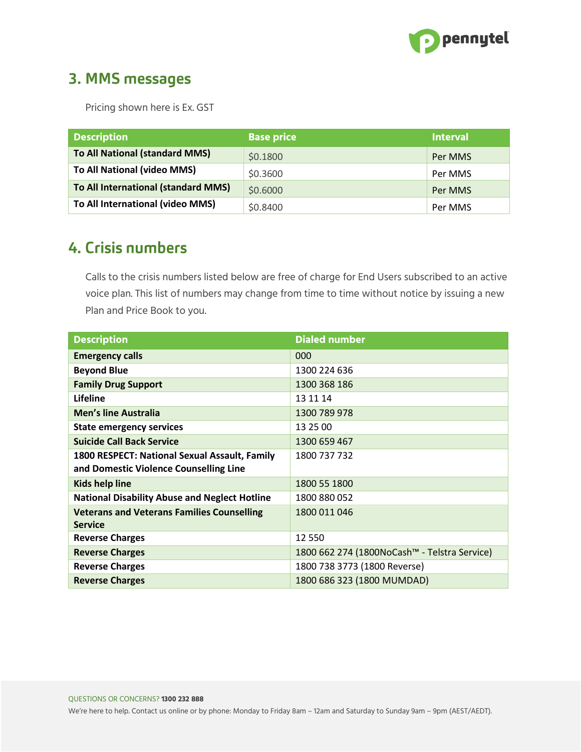## 3. MMS messages

Pricing shown here is Ex. GST

| Description | Base price | Interval |
|---|---|---|
| **To All National (standard MMS)** | $0.1800 | Per MMS |
| **To All National (video MMS)** | $0.3600 | Per MMS |
| **To All International (standard MMS)** | $0.6000 | Per MMS |
| **To All International (video MMS)** | $0.8400 | Per MMS |

## 4. Crisis numbers

Calls to the crisis numbers listed below are free of charge for End Users subscribed to an active voice plan. This list of numbers may change from time to time without notice by issuing a new Plan and Price Book to you.

| Description | Dialed number |
|---|---|
| **Emergency calls** | 000 |
| **Beyond Blue** | 1300 224 636 |
| **Family Drug Support** | 1300 368 186 |
| **Lifeline** | 13 11 14 |
| **Men's line Australia** | 1300 789 978 |
| **State emergency services** | 13 25 00 |
| **Suicide Call Back Service** | 1300 659 467 |
| **1800 RESPECT: National Sexual Assault, Family and Domestic Violence Counselling Line** | 1800 737 732 |
| **Kids help line** | 1800 55 1800 |
| **National Disability Abuse and Neglect Hotline** | 1800 880 052 |
| **Veterans and Veterans Families Counselling Service** | 1800 011 046 |
| **Reverse Charges** | 12 550 |
| **Reverse Charges** | 1800 662 274 (1800NoCash™ - Telstra Service) |
| **Reverse Charges** | 1800 738 3773 (1800 Reverse) |
| **Reverse Charges** | 1800 686 323 (1800 MUMDAD) |

QUESTIONS OR CONCERNS? **1300 232 888**

We're here to help. Contact us online or by phone: Monday to Friday 8am – 12am and Saturday to Sunday 9am – 9pm (AEST/AEDT).